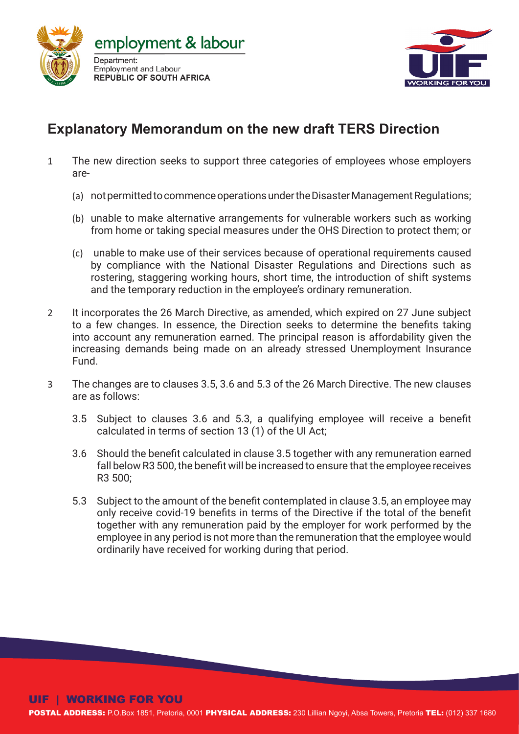employment & labour

Department:
Employment and Labour
**REPUBLIC OF SOUTH AFRICA**

# Explanatory Memorandum on the new draft TERS Direction

1. The new direction seeks to support three categories of employees whose employers are-
   - (a) not permitted to commence operations under the Disaster Management Regulations;
   - (b) unable to make alternative arrangements for vulnerable workers such as working from home or taking special measures under the OHS Direction to protect them; or
   - (c) unable to make use of their services because of operational requirements caused by compliance with the National Disaster Regulations and Directions such as rostering, staggering working hours, short time, the introduction of shift systems and the temporary reduction in the employee's ordinary remuneration.

2. It incorporates the 26 March Directive, as amended, which expired on 27 June subject to a few changes. In essence, the Direction seeks to determine the benefits taking into account any remuneration earned. The principal reason is affordability given the increasing demands being made on an already stressed Unemployment Insurance Fund.

3. The changes are to clauses 3.5, 3.6 and 5.3 of the 26 March Directive. The new clauses are as follows:
   - 3.5 Subject to clauses 3.6 and 5.3, a qualifying employee will receive a benefit calculated in terms of section 13 (1) of the UI Act;
   - 3.6 Should the benefit calculated in clause 3.5 together with any remuneration earned fall below R3 500, the benefit will be increased to ensure that the employee receives R3 500;
   - 5.3 Subject to the amount of the benefit contemplated in clause 3.5, an employee may only receive covid-19 benefits in terms of the Directive if the total of the benefit together with any remuneration paid by the employer for work performed by the employee in any period is not more than the remuneration that the employee would ordinarily have received for working during that period.

**UIF | WORKING FOR YOU**

**POSTAL ADDRESS:** P.O.Box 1851, Pretoria, 0001 **PHYSICAL ADDRESS:** 230 Lillian Ngoyi, Absa Towers, Pretoria **TEL:** (012) 337 1680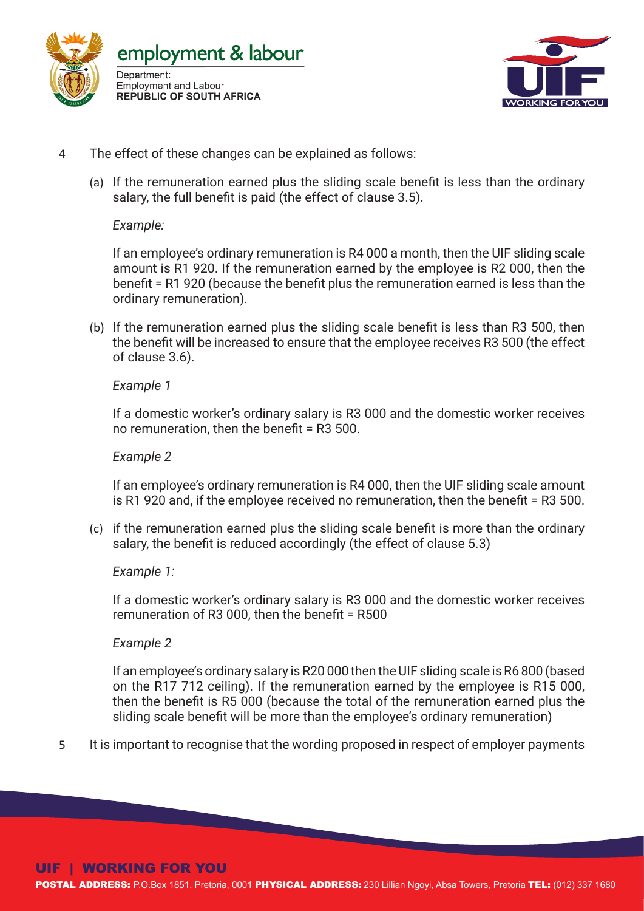4 The effect of these changes can be explained as follows:

(a) If the remuneration earned plus the sliding scale benefit is less than the ordinary salary, the full benefit is paid (the effect of clause 3.5).

*Example:*

If an employee's ordinary remuneration is R4 000 a month, then the UIF sliding scale amount is R1 920. If the remuneration earned by the employee is R2 000, then the benefit = R1 920 (because the benefit plus the remuneration earned is less than the ordinary remuneration).

(b) If the remuneration earned plus the sliding scale benefit is less than R3 500, then the benefit will be increased to ensure that the employee receives R3 500 (the effect of clause 3.6).

*Example 1*

If a domestic worker's ordinary salary is R3 000 and the domestic worker receives no remuneration, then the benefit = R3 500.

*Example 2*

If an employee's ordinary remuneration is R4 000, then the UIF sliding scale amount is R1 920 and, if the employee received no remuneration, then the benefit = R3 500.

(c) if the remuneration earned plus the sliding scale benefit is more than the ordinary salary, the benefit is reduced accordingly (the effect of clause 5.3)

*Example 1:*

If a domestic worker's ordinary salary is R3 000 and the domestic worker receives remuneration of R3 000, then the benefit = R500

*Example 2*

If an employee's ordinary salary is R20 000 then the UIF sliding scale is R6 800 (based on the R17 712 ceiling). If the remuneration earned by the employee is R15 000, then the benefit is R5 000 (because the total of the remuneration earned plus the sliding scale benefit will be more than the employee's ordinary remuneration)

5 It is important to recognise that the wording proposed in respect of employer payments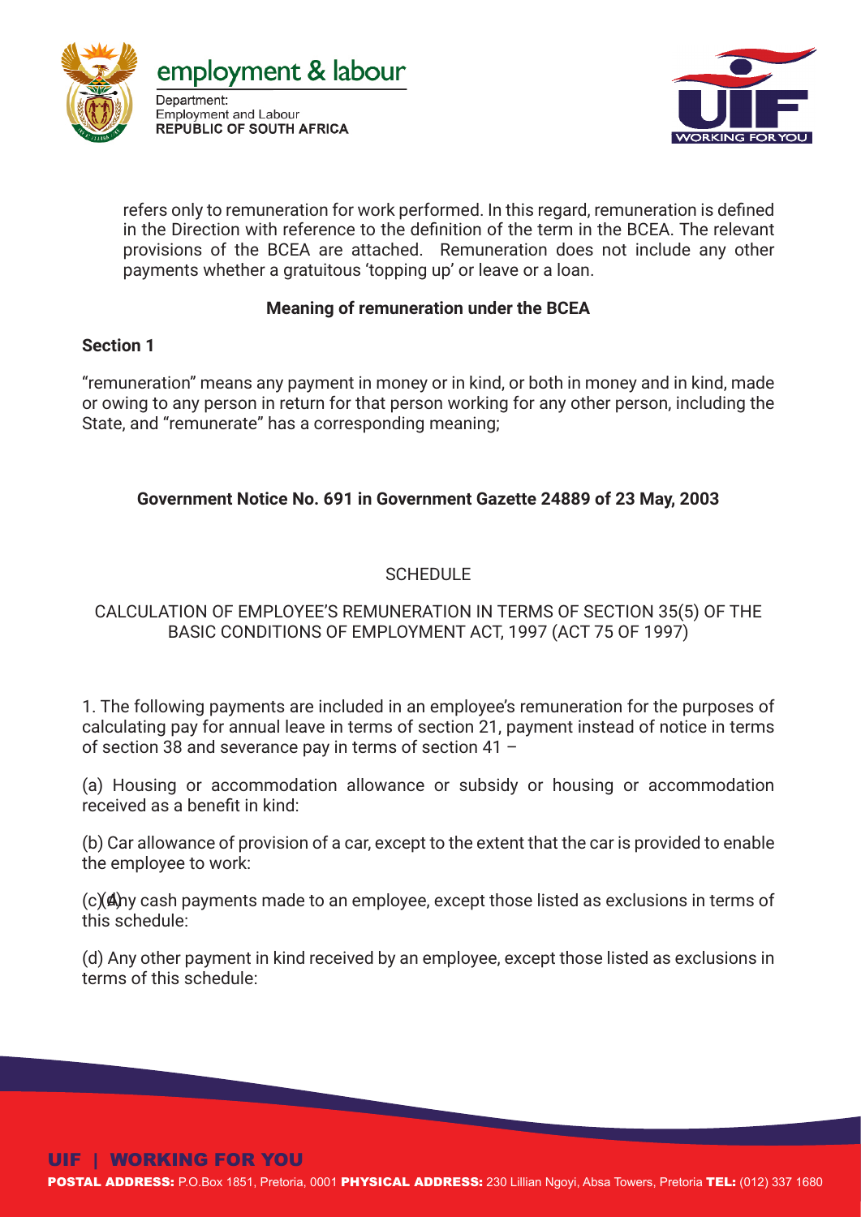refers only to remuneration for work performed. In this regard, remuneration is defined in the Direction with reference to the definition of the term in the BCEA. The relevant provisions of the BCEA are attached. Remuneration does not include any other payments whether a gratuitous 'topping up' or leave or a loan.

**Meaning of remuneration under the BCEA**

**Section 1**

"remuneration" means any payment in money or in kind, or both in money and in kind, made or owing to any person in return for that person working for any other person, including the State, and "remunerate" has a corresponding meaning;

**Government Notice No. 691 in Government Gazette 24889 of 23 May, 2003**

SCHEDULE

CALCULATION OF EMPLOYEE'S REMUNERATION IN TERMS OF SECTION 35(5) OF THE BASIC CONDITIONS OF EMPLOYMENT ACT, 1997 (ACT 75 OF 1997)

1. The following payments are included in an employee's remuneration for the purposes of calculating pay for annual leave in terms of section 21, payment instead of notice in terms of section 38 and severance pay in terms of section 41 –

(a) Housing or accommodation allowance or subsidy or housing or accommodation received as a benefit in kind:

(b) Car allowance of provision of a car, except to the extent that the car is provided to enable the employee to work:

(c)(A)ny cash payments made to an employee, except those listed as exclusions in terms of this schedule:

(d) Any other payment in kind received by an employee, except those listed as exclusions in terms of this schedule: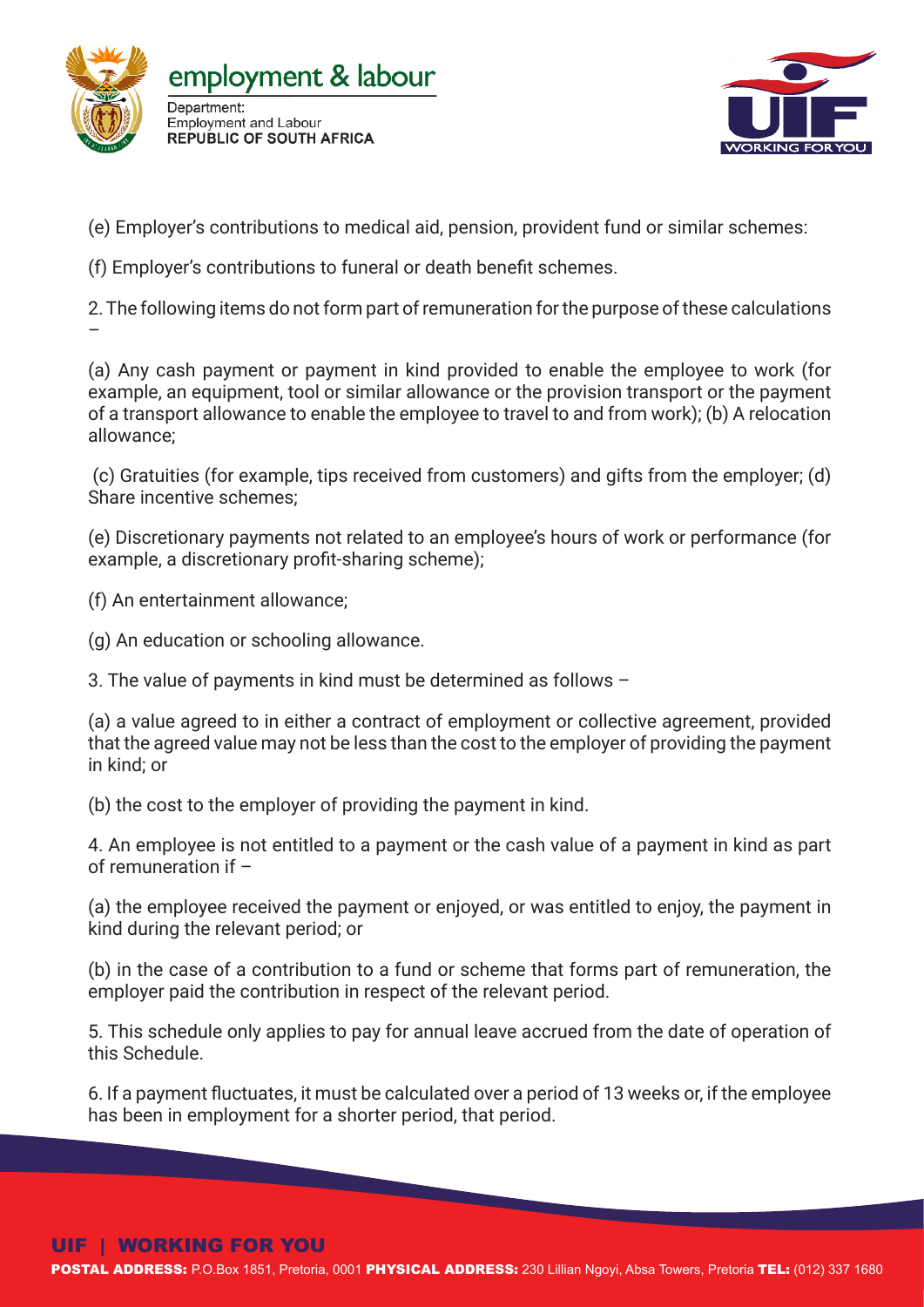(e) Employer's contributions to medical aid, pension, provident fund or similar schemes:

(f) Employer's contributions to funeral or death benefit schemes.

2. The following items do not form part of remuneration for the purpose of these calculations –

(a) Any cash payment or payment in kind provided to enable the employee to work (for example, an equipment, tool or similar allowance or the provision transport or the payment of a transport allowance to enable the employee to travel to and from work); (b) A relocation allowance;

(c) Gratuities (for example, tips received from customers) and gifts from the employer; (d) Share incentive schemes;

(e) Discretionary payments not related to an employee's hours of work or performance (for example, a discretionary profit-sharing scheme);

(f) An entertainment allowance;

(g) An education or schooling allowance.

3. The value of payments in kind must be determined as follows –

(a) a value agreed to in either a contract of employment or collective agreement, provided that the agreed value may not be less than the cost to the employer of providing the payment in kind; or

(b) the cost to the employer of providing the payment in kind.

4. An employee is not entitled to a payment or the cash value of a payment in kind as part of remuneration if –

(a) the employee received the payment or enjoyed, or was entitled to enjoy, the payment in kind during the relevant period; or

(b) in the case of a contribution to a fund or scheme that forms part of remuneration, the employer paid the contribution in respect of the relevant period.

5. This schedule only applies to pay for annual leave accrued from the date of operation of this Schedule.

6. If a payment fluctuates, it must be calculated over a period of 13 weeks or, if the employee has been in employment for a shorter period, that period.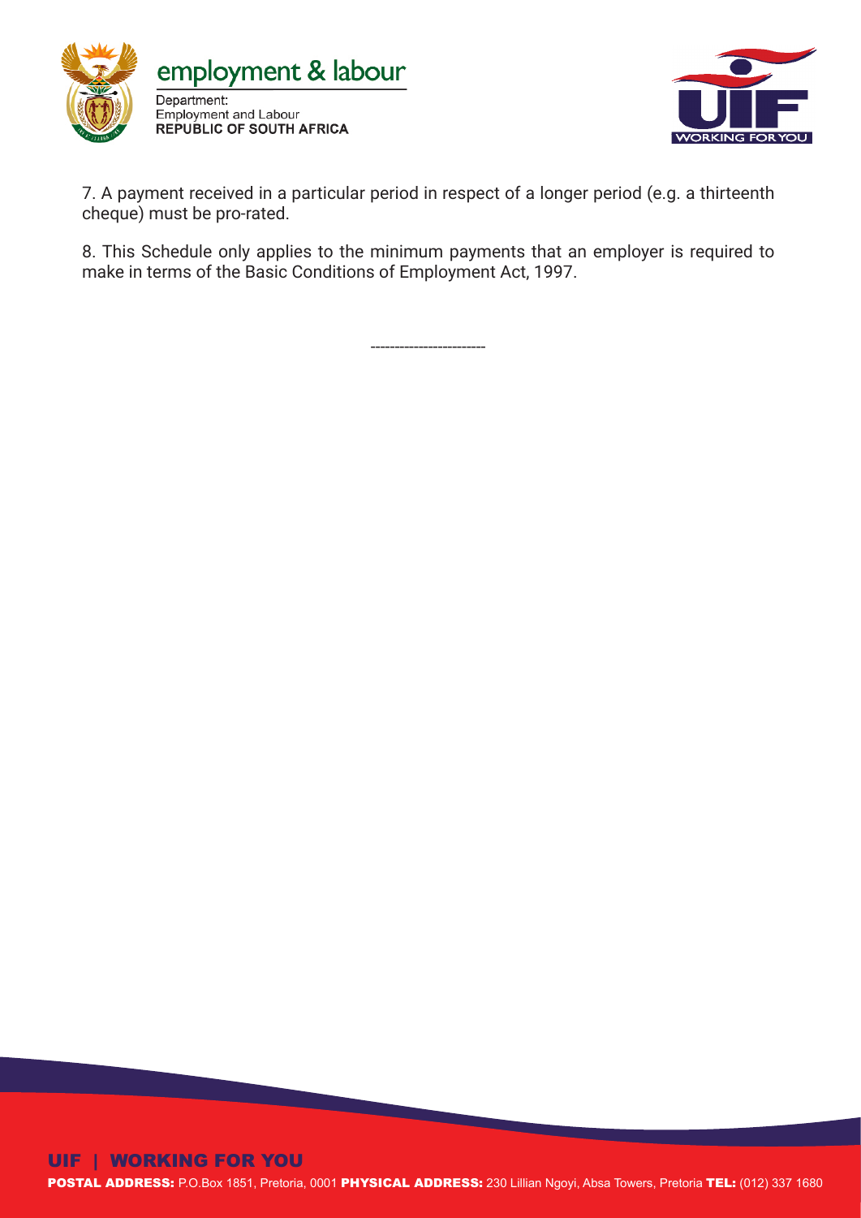7. A payment received in a particular period in respect of a longer period (e.g. a thirteenth cheque) must be pro-rated.

8. This Schedule only applies to the minimum payments that an employer is required to make in terms of the Basic Conditions of Employment Act, 1997.

------------------------